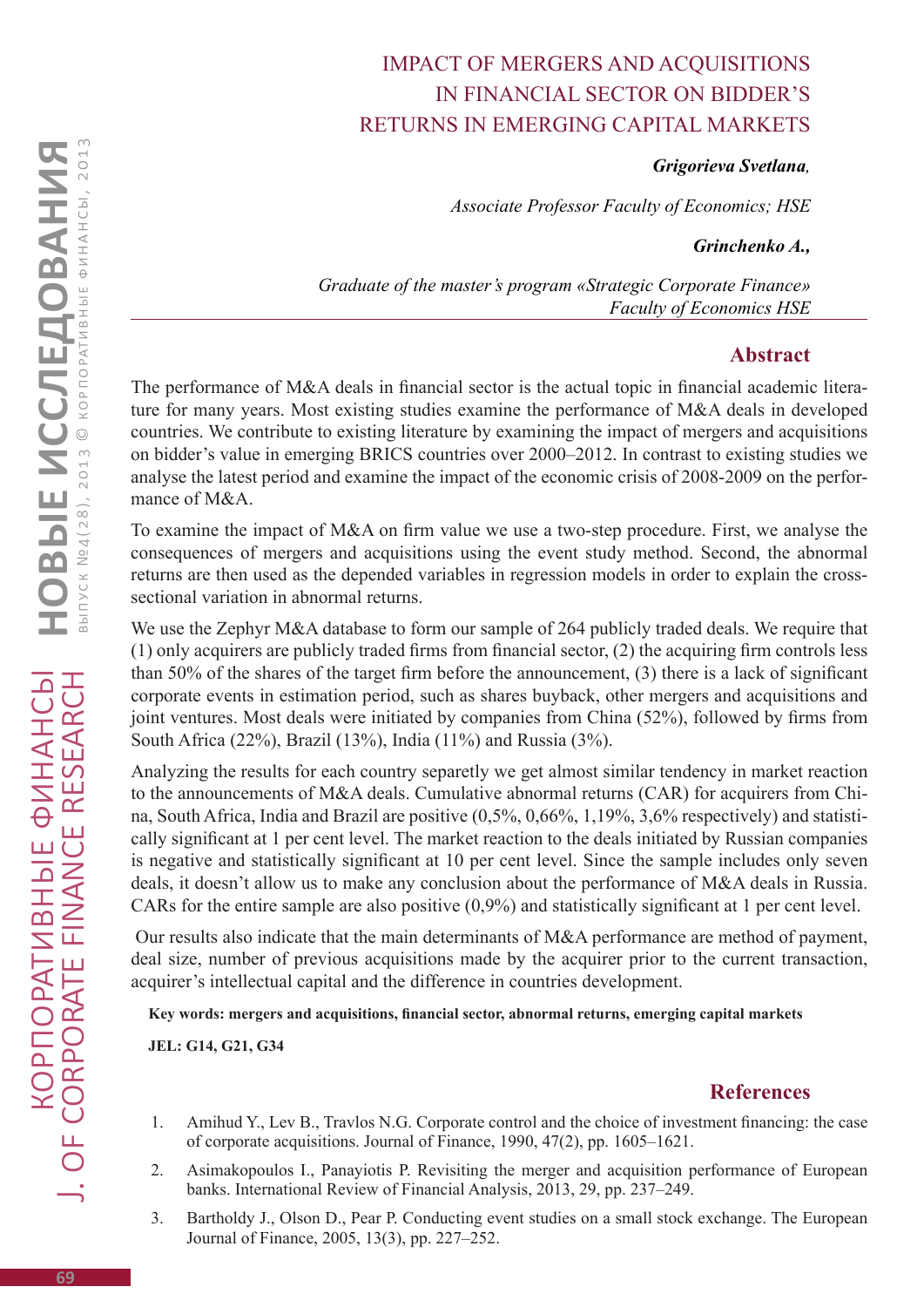# IMPACT OF MERGERS AND ACQUISITIONS IN FINANCIAL SECTOR ON BIDDER'S RETURNS IN EMERGING CAPITAL MARKETS

***Grigorieva Svetlana,***

*Associate Professor Faculty of Economics; HSE*

***Grinchenko A.,***

*Graduate of the master's program «Strategic Corporate Finance» Faculty of Economics HSE*

## Abstract

The performance of M&A deals in financial sector is the actual topic in financial academic literature for many years. Most existing studies examine the performance of M&A deals in developed countries. We contribute to existing literature by examining the impact of mergers and acquisitions on bidder's value in emerging BRICS countries over 2000–2012. In contrast to existing studies we analyse the latest period and examine the impact of the economic crisis of 2008-2009 on the performance of M&A.

To examine the impact of M&A on firm value we use a two-step procedure. First, we analyse the consequences of mergers and acquisitions using the event study method. Second, the abnormal returns are then used as the depended variables in regression models in order to explain the cross-sectional variation in abnormal returns.

We use the Zephyr M&A database to form our sample of 264 publicly traded deals. We require that (1) only acquirers are publicly traded firms from financial sector, (2) the acquiring firm controls less than 50% of the shares of the target firm before the announcement, (3) there is a lack of significant corporate events in estimation period, such as shares buyback, other mergers and acquisitions and joint ventures. Most deals were initiated by companies from China (52%), followed by firms from South Africa (22%), Brazil (13%), India (11%) and Russia (3%).

Analyzing the results for each country separetly we get almost similar tendency in market reaction to the announcements of M&A deals. Cumulative abnormal returns (CAR) for acquirers from China, South Africa, India and Brazil are positive (0,5%, 0,66%, 1,19%, 3,6% respectively) and statistically significant at 1 per cent level. The market reaction to the deals initiated by Russian companies is negative and statistically significant at 10 per cent level. Since the sample includes only seven deals, it doesn't allow us to make any conclusion about the performance of M&A deals in Russia. CARs for the entire sample are also positive (0,9%) and statistically significant at 1 per cent level.

Our results also indicate that the main determinants of M&A performance are method of payment, deal size, number of previous acquisitions made by the acquirer prior to the current transaction, acquirer's intellectual capital and the difference in countries development.

**Key words: mergers and acquisitions, financial sector, abnormal returns, emerging capital markets**

**JEL: G14, G21, G34**

## References

1. Amihud Y., Lev B., Travlos N.G. Corporate control and the choice of investment financing: the case of corporate acquisitions. Journal of Finance, 1990, 47(2), pp. 1605–1621.
2. Asimakopoulos I., Panayiotis P. Revisiting the merger and acquisition performance of European banks. International Review of Financial Analysis, 2013, 29, pp. 237–249.
3. Bartholdy J., Olson D., Pear P. Conducting event studies on a small stock exchange. The European Journal of Finance, 2005, 13(3), pp. 227–252.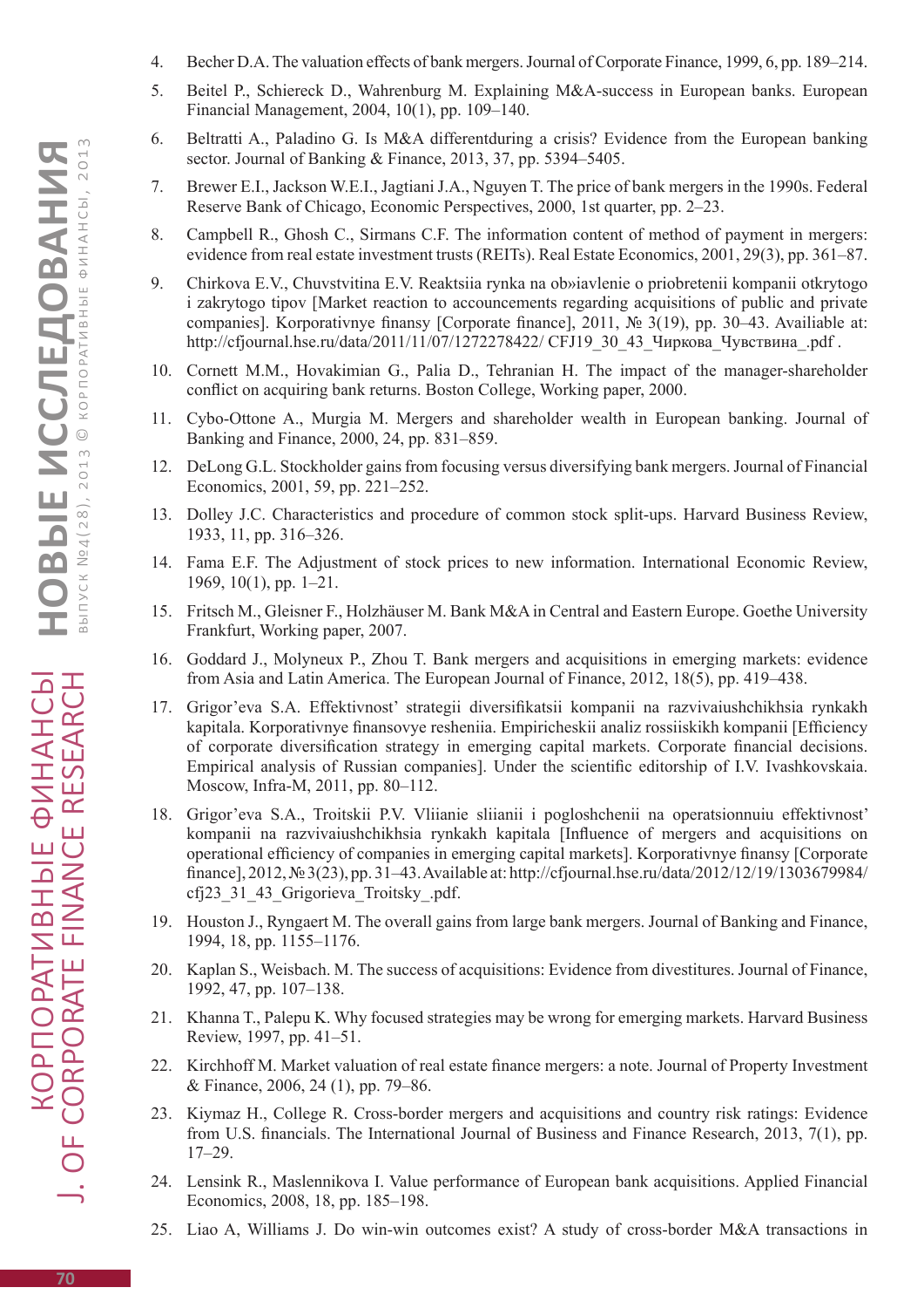4. Becher D.A. The valuation effects of bank mergers. Journal of Corporate Finance, 1999, 6, pp. 189–214.
5. Beitel P., Schiereck D., Wahrenburg M. Explaining M&A-success in European banks. European Financial Management, 2004, 10(1), pp. 109–140.
6. Beltratti A., Paladino G. Is M&A differentduring a crisis? Evidence from the European banking sector. Journal of Banking & Finance, 2013, 37, pp. 5394–5405.
7. Brewer E.I., Jackson W.E.I., Jagtiani J.A., Nguyen T. The price of bank mergers in the 1990s. Federal Reserve Bank of Chicago, Economic Perspectives, 2000, 1st quarter, pp. 2–23.
8. Campbell R., Ghosh C., Sirmans C.F. The information content of method of payment in mergers: evidence from real estate investment trusts (REITs). Real Estate Economics, 2001, 29(3), pp. 361–87.
9. Chirkova E.V., Chuvstvitina E.V. Reaktsiia rynka na ob»iavlenie o priobretenii kompanii otkrytogo i zakrytogo tipov [Market reaction to accouncements regarding acquisitions of public and private companies]. Korporativnye finansy [Corporate finance], 2011, № 3(19), pp. 30–43. Availiable at: http://cfjournal.hse.ru/data/2011/11/07/1272278422/ CFJ19_30_43_Чиркова_Чувствина_.pdf .
10. Cornett M.M., Hovakimian G., Palia D., Tehranian H. The impact of the manager-shareholder conflict on acquiring bank returns. Boston College, Working paper, 2000.
11. Cybo-Ottone A., Murgia M. Mergers and shareholder wealth in European banking. Journal of Banking and Finance, 2000, 24, pp. 831–859.
12. DeLong G.L. Stockholder gains from focusing versus diversifying bank mergers. Journal of Financial Economics, 2001, 59, pp. 221–252.
13. Dolley J.C. Characteristics and procedure of common stock split-ups. Harvard Business Review, 1933, 11, pp. 316–326.
14. Fama E.F. The Adjustment of stock prices to new information. International Economic Review, 1969, 10(1), pp. 1–21.
15. Fritsch M., Gleisner F., Holzhäuser M. Bank M&A in Central and Eastern Europe. Goethe University Frankfurt, Working paper, 2007.
16. Goddard J., Molyneux P., Zhou T. Bank mergers and acquisitions in emerging markets: evidence from Asia and Latin America. The European Journal of Finance, 2012, 18(5), pp. 419–438.
17. Grigor'eva S.A. Effektivnost' strategii diversifikatsii kompanii na razvivaiushchikhsia rynkakh kapitala. Korporativnye finansovye resheniia. Empiricheskii analiz rossiiskikh kompanii [Efficiency of corporate diversification strategy in emerging capital markets. Corporate financial decisions. Empirical analysis of Russian companies]. Under the scientific editorship of I.V. Ivashkovskaia. Moscow, Infra-M, 2011, pp. 80–112.
18. Grigor'eva S.A., Troitskii P.V. Vliianie sliianii i pogloshchenii na operatsionnuiu effektivnost' kompanii na razvivaiushchikhsia rynkakh kapitala [Influence of mergers and acquisitions on operational efficiency of companies in emerging capital markets]. Korporativnye finansy [Corporate finance], 2012, № 3(23), pp. 31–43. Available at: http://cfjournal.hse.ru/data/2012/12/19/1303679984/ cfj23_31_43_Grigorieva_Troitsky_.pdf.
19. Houston J., Ryngaert M. The overall gains from large bank mergers. Journal of Banking and Finance, 1994, 18, pp. 1155–1176.
20. Kaplan S., Weisbach. M. The success of acquisitions: Evidence from divestitures. Journal of Finance, 1992, 47, pp. 107–138.
21. Khanna T., Palepu K. Why focused strategies may be wrong for emerging markets. Harvard Business Review, 1997, pp. 41–51.
22. Kirchhoff M. Market valuation of real estate finance mergers: a note. Journal of Property Investment & Finance, 2006, 24 (1), pp. 79–86.
23. Kiymaz H., College R. Cross-border mergers and acquisitions and country risk ratings: Evidence from U.S. financials. The International Journal of Business and Finance Research, 2013, 7(1), pp. 17–29.
24. Lensink R., Maslennikova I. Value performance of European bank acquisitions. Applied Financial Economics, 2008, 18, pp. 185–198.
25. Liao A, Williams J. Do win-win outcomes exist? A study of cross-border M&A transactions in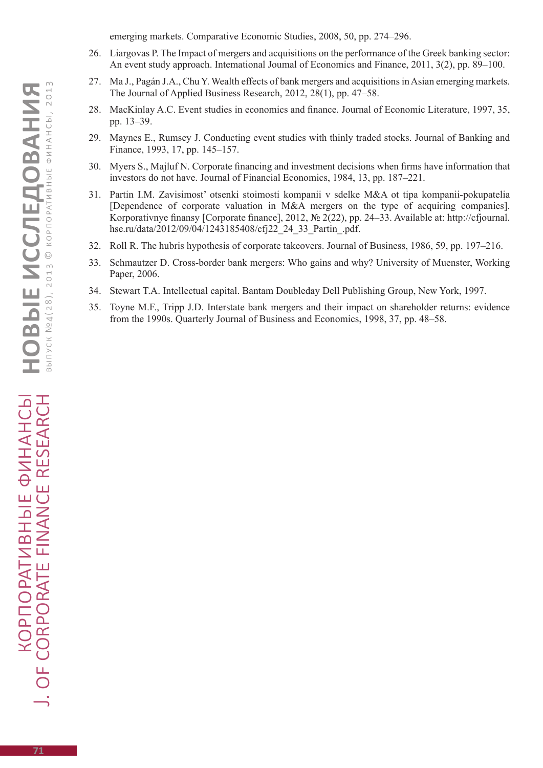emerging markets. Comparative Economic Studies, 2008, 50, pp. 274–296.

26. Liargovas P. The Impact of mergers and acquisitions on the performance of the Greek banking sector: An event study approach. International Journal of Economics and Finance, 2011, 3(2), pp. 89–100.
27. Ma J., Pagán J.A., Chu Y. Wealth effects of bank mergers and acquisitions in Asian emerging markets. The Journal of Applied Business Research, 2012, 28(1), pp. 47–58.
28. MacKinlay A.C. Event studies in economics and finance. Journal of Economic Literature, 1997, 35, pp. 13–39.
29. Maynes E., Rumsey J. Conducting event studies with thinly traded stocks. Journal of Banking and Finance, 1993, 17, pp. 145–157.
30. Myers S., Majluf N. Corporate financing and investment decisions when firms have information that investors do not have. Journal of Financial Economics, 1984, 13, pp. 187–221.
31. Partin I.M. Zavisimost' otsenki stoimosti kompanii v sdelke M&A ot tipa kompanii-pokupatelia [Dependence of corporate valuation in M&A mergers on the type of acquiring companies]. Korporativnye finansy [Corporate finance], 2012, № 2(22), pp. 24–33. Available at: http://cfjournal.hse.ru/data/2012/09/04/1243185408/cfj22_24_33_Partin_.pdf.
32. Roll R. The hubris hypothesis of corporate takeovers. Journal of Business, 1986, 59, pp. 197–216.
33. Schmautzer D. Cross-border bank mergers: Who gains and why? University of Muenster, Working Paper, 2006.
34. Stewart T.A. Intellectual capital. Bantam Doubleday Dell Publishing Group, New York, 1997.
35. Toyne M.F., Tripp J.D. Interstate bank mergers and their impact on shareholder returns: evidence from the 1990s. Quarterly Journal of Business and Economics, 1998, 37, pp. 48–58.